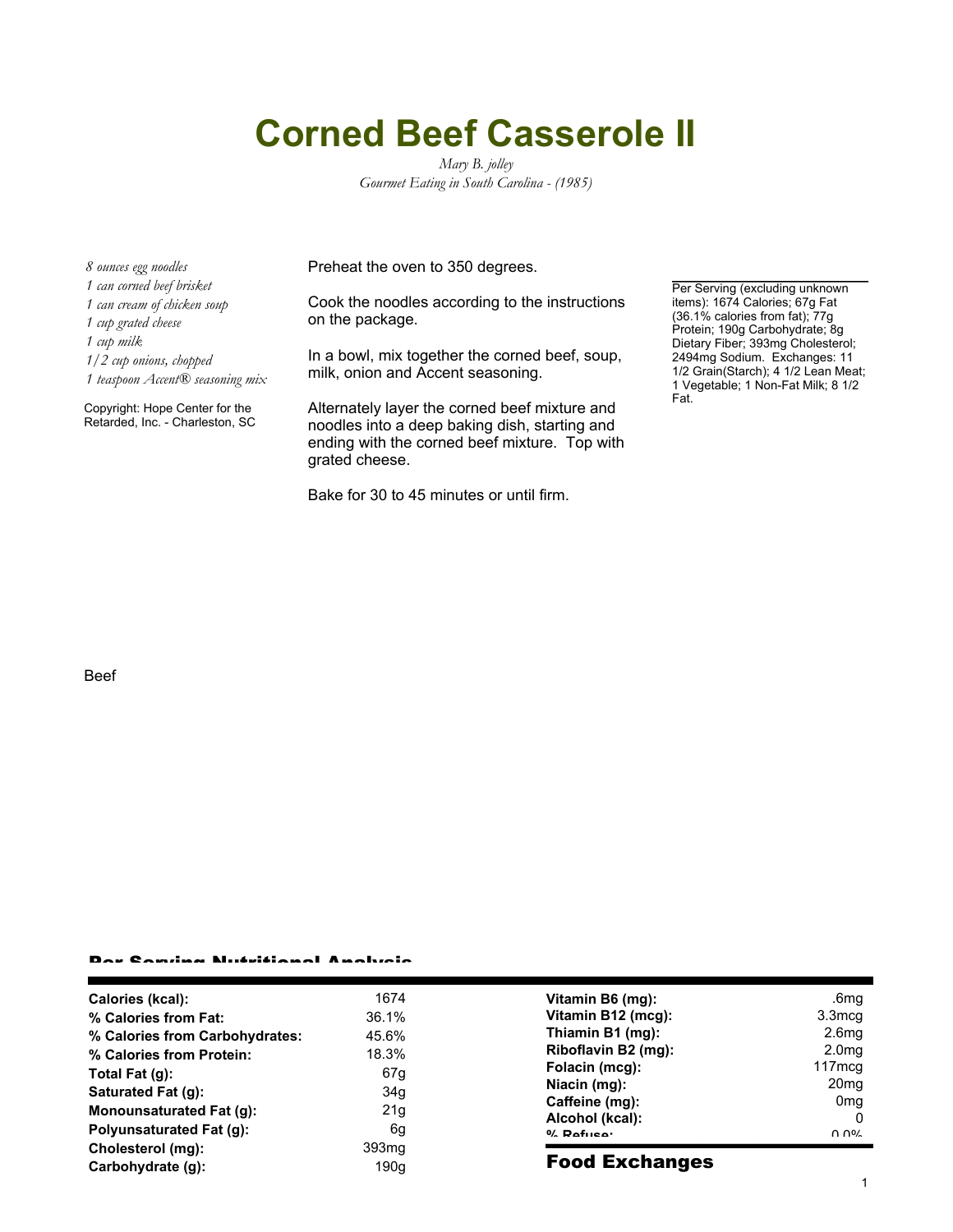# Corned Beef Casserole II

*Mary B. jolley*
*Gourmet Eating in South Carolina - (1985)*

*8 ounces egg noodles*
*1 can corned beef brisket*
*1 can cream of chicken soup*
*1 cup grated cheese*
*1 cup milk*
*1/2 cup onions, chopped*
*1 teaspoon Accent® seasoning mix*

Copyright: Hope Center for the Retarded, Inc. - Charleston, SC

Preheat the oven to 350 degrees.

Cook the noodles according to the instructions on the package.

In a bowl, mix together the corned beef, soup, milk, onion and Accent seasoning.

Alternately layer the corned beef mixture and noodles into a deep baking dish, starting and ending with the corned beef mixture. Top with grated cheese.

Bake for 30 to 45 minutes or until firm.

Per Serving (excluding unknown items): 1674 Calories; 67g Fat (36.1% calories from fat); 77g Protein; 190g Carbohydrate; 8g Dietary Fiber; 393mg Cholesterol; 2494mg Sodium. Exchanges: 11 1/2 Grain(Starch); 4 1/2 Lean Meat; 1 Vegetable; 1 Non-Fat Milk; 8 1/2 Fat.

Beef

## Per Serving Nutritional Analysis

| | |
|---|---|
| **Calories (kcal):** | 1674 |
| **% Calories from Fat:** | 36.1% |
| **% Calories from Carbohydrates:** | 45.6% |
| **% Calories from Protein:** | 18.3% |
| **Total Fat (g):** | 67g |
| **Saturated Fat (g):** | 34g |
| **Monounsaturated Fat (g):** | 21g |
| **Polyunsaturated Fat (g):** | 6g |
| **Cholesterol (mg):** | 393mg |
| **Carbohydrate (g):** | 190g |

| | |
|---|---|
| **Vitamin B6 (mg):** | .6mg |
| **Vitamin B12 (mcg):** | 3.3mcg |
| **Thiamin B1 (mg):** | 2.6mg |
| **Riboflavin B2 (mg):** | 2.0mg |
| **Folacin (mcg):** | 117mcg |
| **Niacin (mg):** | 20mg |
| **Caffeine (mg):** | 0mg |
| **Alcohol (kcal):** | 0 |
| **% Refuse:** | 0.0% |

## Food Exchanges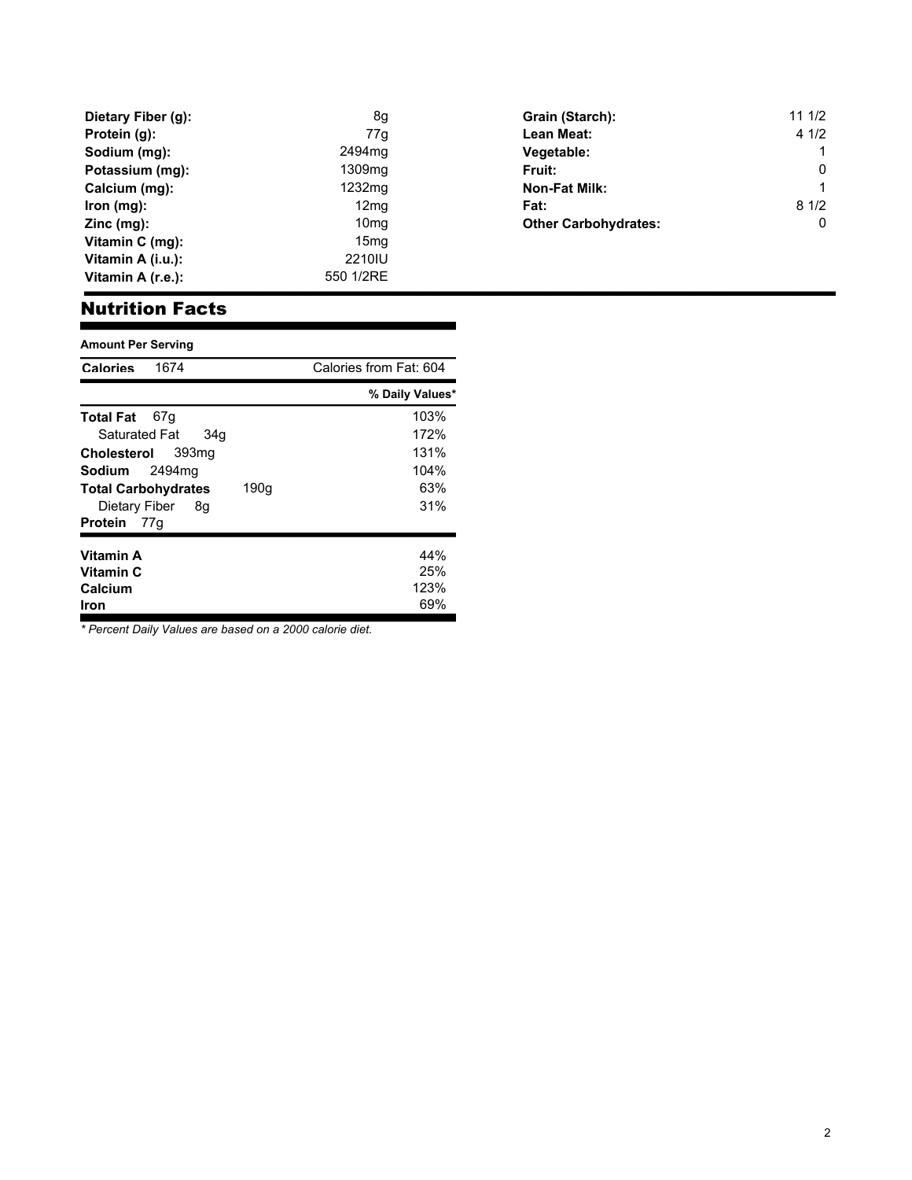| | |
|---|---|
| **Dietary Fiber (g):** | 8g |
| **Protein (g):** | 77g |
| **Sodium (mg):** | 2494mg |
| **Potassium (mg):** | 1309mg |
| **Calcium (mg):** | 1232mg |
| **Iron (mg):** | 12mg |
| **Zinc (mg):** | 10mg |
| **Vitamin C (mg):** | 15mg |
| **Vitamin A (i.u.):** | 2210IU |
| **Vitamin A (r.e.):** | 550 1/2RE |

| | |
|---|---|
| **Grain (Starch):** | 11 1/2 |
| **Lean Meat:** | 4 1/2 |
| **Vegetable:** | 1 |
| **Fruit:** | 0 |
| **Non-Fat Milk:** | 1 |
| **Fat:** | 8 1/2 |
| **Other Carbohydrates:** | 0 |

## Nutrition Facts

**Amount Per Serving**

| | |
|---|---|
| **Calories** 1674 | Calories from Fat: 604 |
| | **% Daily Values*** |
| **Total Fat** 67g | 103% |
| Saturated Fat 34g | 172% |
| **Cholesterol** 393mg | 131% |
| **Sodium** 2494mg | 104% |
| **Total Carbohydrates** 190g | 63% |
| Dietary Fiber 8g | 31% |
| **Protein** 77g | |
| **Vitamin A** | 44% |
| **Vitamin C** | 25% |
| **Calcium** | 123% |
| **Iron** | 69% |

*\* Percent Daily Values are based on a 2000 calorie diet.*